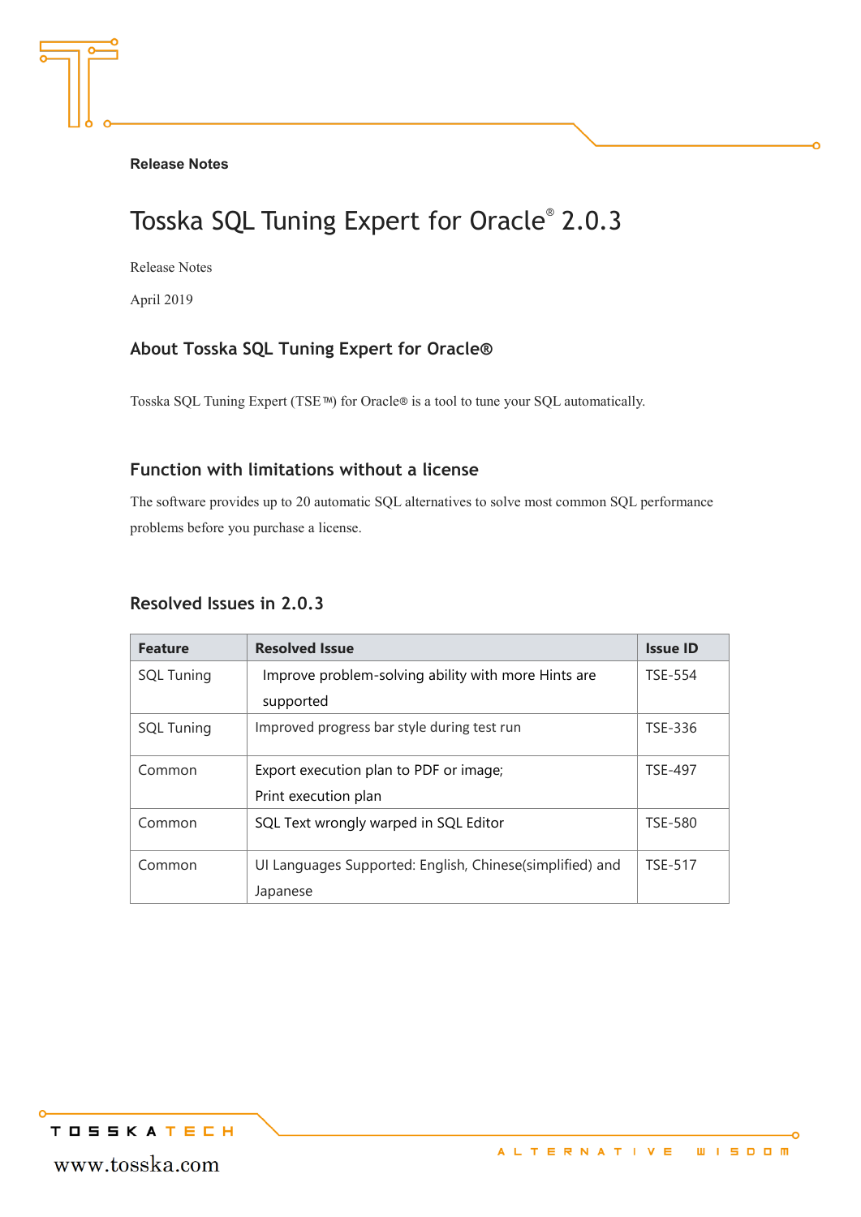**Release Notes**

# Tosska SQL Tuning Expert for Oracle® 2.0.3

Release Notes

April 2019

## About Tosska SQL Tuning Expert for Oracle®

Tosska SQL Tuning Expert (TSE™) for Oracle® is a tool to tune your SQL automatically.

## Function with limitations without a license

The software provides up to 20 automatic SQL alternatives to solve most common SQL performance problems before you purchase a license.

## Resolved Issues in 2.0.3

| Feature | Resolved Issue | Issue ID |
|---|---|---|
| SQL Tuning | Improve problem-solving ability with more Hints are supported | TSE-554 |
| SQL Tuning | Improved progress bar style during test run | TSE-336 |
| Common | Export execution plan to PDF or image; Print execution plan | TSE-497 |
| Common | SQL Text wrongly warped in SQL Editor | TSE-580 |
| Common | UI Languages Supported: English, Chinese(simplified) and Japanese | TSE-517 |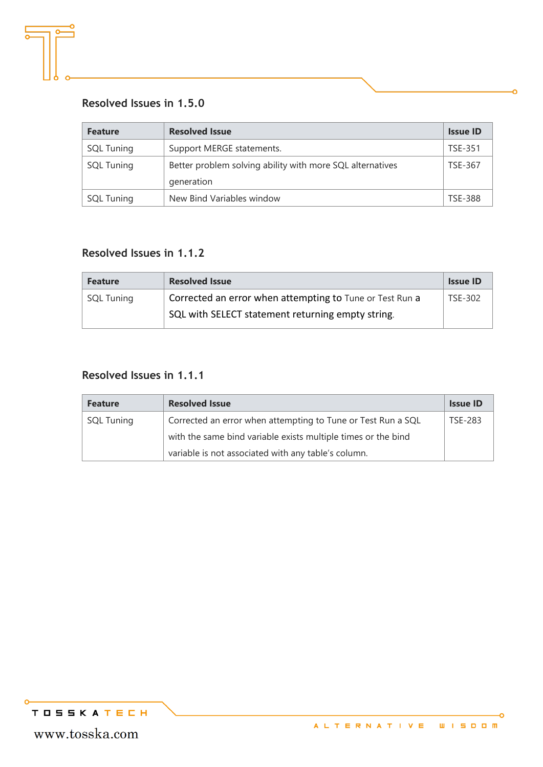## Resolved Issues in 1.5.0

| Feature | Resolved Issue | Issue ID |
|---|---|---|
| SQL Tuning | Support MERGE statements. | TSE-351 |
| SQL Tuning | Better problem solving ability with more SQL alternatives generation | TSE-367 |
| SQL Tuning | New Bind Variables window | TSE-388 |

## Resolved Issues in 1.1.2

| Feature | Resolved Issue | Issue ID |
|---|---|---|
| SQL Tuning | Corrected an error when attempting to Tune or Test Run a SQL with SELECT statement returning empty string. | TSE-302 |

## Resolved Issues in 1.1.1

| Feature | Resolved Issue | Issue ID |
|---|---|---|
| SQL Tuning | Corrected an error when attempting to Tune or Test Run a SQL with the same bind variable exists multiple times or the bind variable is not associated with any table's column. | TSE-283 |